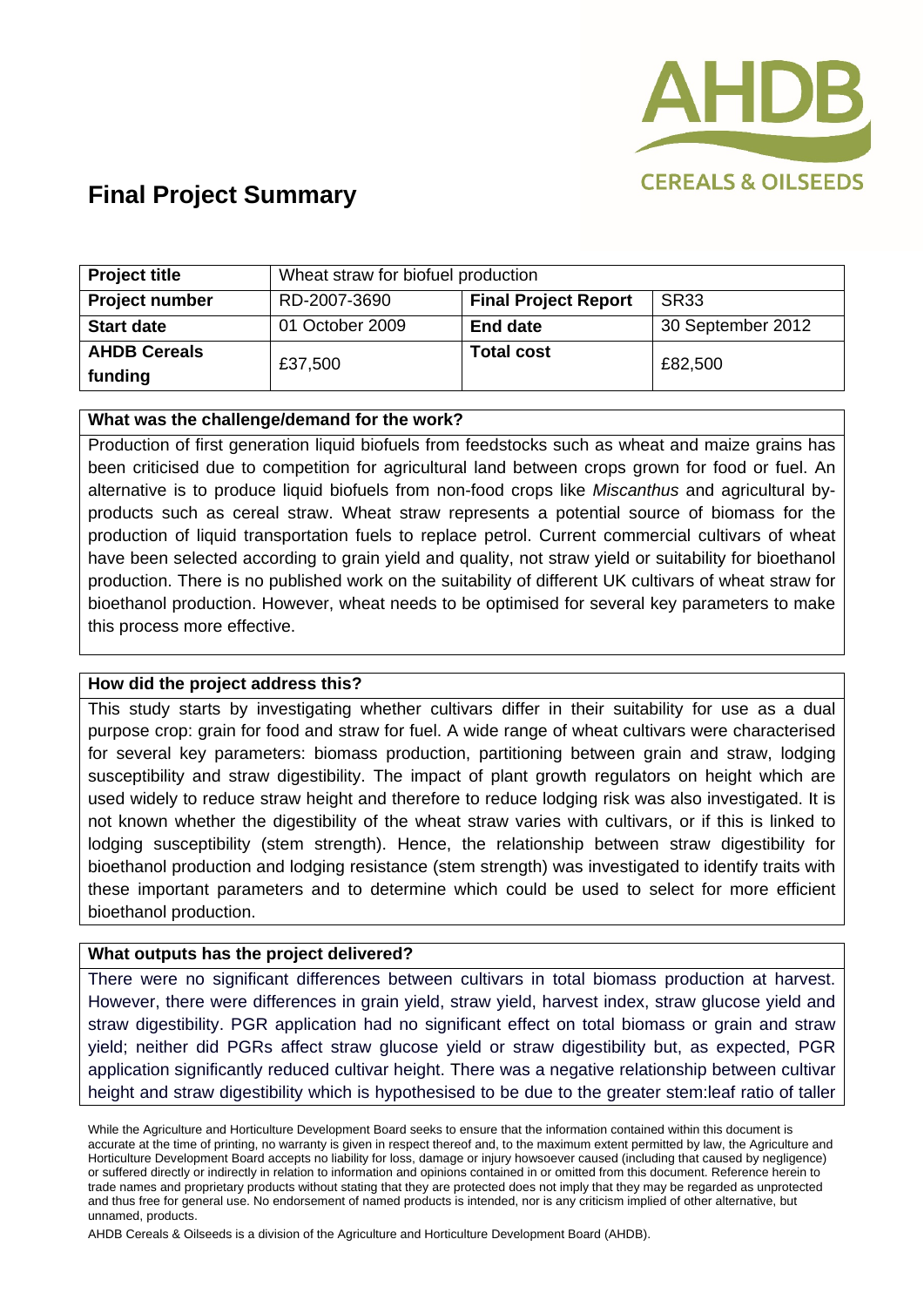# Final Project Summary

| | | | |
|---|---|---|---|
| **Project title** | Wheat straw for biofuel production | | |
| **Project number** | RD-2007-3690 | **Final Project Report** | SR33 |
| **Start date** | 01 October 2009 | **End date** | 30 September 2012 |
| **AHDB Cereals funding** | £37,500 | **Total cost** | £82,500 |

**What was the challenge/demand for the work?**

Production of first generation liquid biofuels from feedstocks such as wheat and maize grains has been criticised due to competition for agricultural land between crops grown for food or fuel. An alternative is to produce liquid biofuels from non-food crops like *Miscanthus* and agricultural by-products such as cereal straw. Wheat straw represents a potential source of biomass for the production of liquid transportation fuels to replace petrol. Current commercial cultivars of wheat have been selected according to grain yield and quality, not straw yield or suitability for bioethanol production. There is no published work on the suitability of different UK cultivars of wheat straw for bioethanol production. However, wheat needs to be optimised for several key parameters to make this process more effective.

**How did the project address this?**

This study starts by investigating whether cultivars differ in their suitability for use as a dual purpose crop: grain for food and straw for fuel. A wide range of wheat cultivars were characterised for several key parameters: biomass production, partitioning between grain and straw, lodging susceptibility and straw digestibility. The impact of plant growth regulators on height which are used widely to reduce straw height and therefore to reduce lodging risk was also investigated. It is not known whether the digestibility of the wheat straw varies with cultivars, or if this is linked to lodging susceptibility (stem strength). Hence, the relationship between straw digestibility for bioethanol production and lodging resistance (stem strength) was investigated to identify traits with these important parameters and to determine which could be used to select for more efficient bioethanol production.

**What outputs has the project delivered?**

There were no significant differences between cultivars in total biomass production at harvest. However, there were differences in grain yield, straw yield, harvest index, straw glucose yield and straw digestibility. PGR application had no significant effect on total biomass or grain and straw yield; neither did PGRs affect straw glucose yield or straw digestibility but, as expected, PGR application significantly reduced cultivar height. There was a negative relationship between cultivar height and straw digestibility which is hypothesised to be due to the greater stem:leaf ratio of taller

While the Agriculture and Horticulture Development Board seeks to ensure that the information contained within this document is accurate at the time of printing, no warranty is given in respect thereof and, to the maximum extent permitted by law, the Agriculture and Horticulture Development Board accepts no liability for loss, damage or injury howsoever caused (including that caused by negligence) or suffered directly or indirectly in relation to information and opinions contained in or omitted from this document. Reference herein to trade names and proprietary products without stating that they are protected does not imply that they may be regarded as unprotected and thus free for general use. No endorsement of named products is intended, nor is any criticism implied of other alternative, but unnamed, products.

AHDB Cereals & Oilseeds is a division of the Agriculture and Horticulture Development Board (AHDB).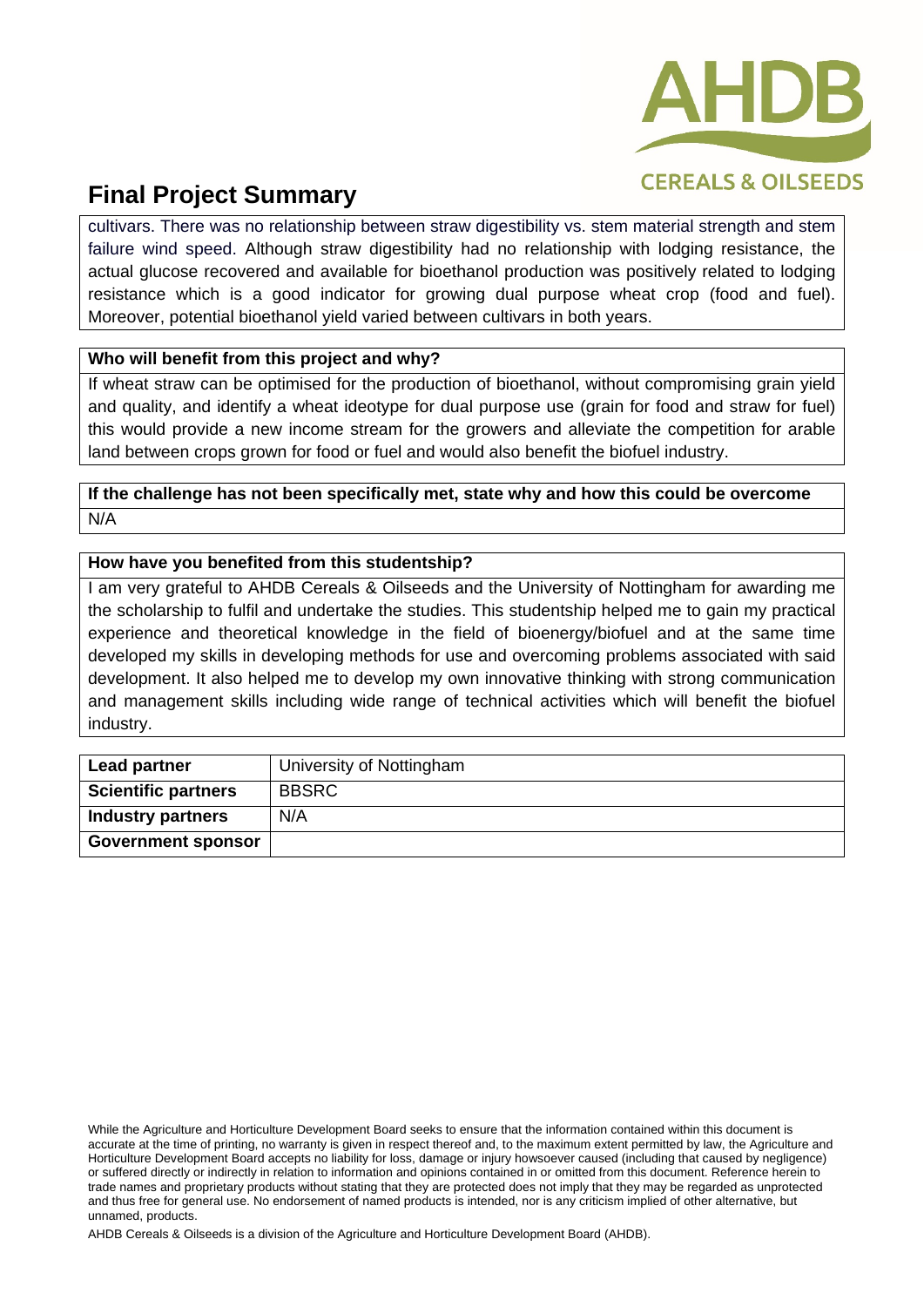## Final Project Summary

cultivars. There was no relationship between straw digestibility vs. stem material strength and stem failure wind speed. Although straw digestibility had no relationship with lodging resistance, the actual glucose recovered and available for bioethanol production was positively related to lodging resistance which is a good indicator for growing dual purpose wheat crop (food and fuel). Moreover, potential bioethanol yield varied between cultivars in both years.

**Who will benefit from this project and why?**

If wheat straw can be optimised for the production of bioethanol, without compromising grain yield and quality, and identify a wheat ideotype for dual purpose use (grain for food and straw for fuel) this would provide a new income stream for the growers and alleviate the competition for arable land between crops grown for food or fuel and would also benefit the biofuel industry.

**If the challenge has not been specifically met, state why and how this could be overcome**

N/A

**How have you benefited from this studentship?**

I am very grateful to AHDB Cereals & Oilseeds and the University of Nottingham for awarding me the scholarship to fulfil and undertake the studies. This studentship helped me to gain my practical experience and theoretical knowledge in the field of bioenergy/biofuel and at the same time developed my skills in developing methods for use and overcoming problems associated with said development. It also helped me to develop my own innovative thinking with strong communication and management skills including wide range of technical activities which will benefit the biofuel industry.

| | |
|---|---|
| **Lead partner** | University of Nottingham |
| **Scientific partners** | BBSRC |
| **Industry partners** | N/A |
| **Government sponsor** | |

While the Agriculture and Horticulture Development Board seeks to ensure that the information contained within this document is accurate at the time of printing, no warranty is given in respect thereof and, to the maximum extent permitted by law, the Agriculture and Horticulture Development Board accepts no liability for loss, damage or injury howsoever caused (including that caused by negligence) or suffered directly or indirectly in relation to information and opinions contained in or omitted from this document. Reference herein to trade names and proprietary products without stating that they are protected does not imply that they may be regarded as unprotected and thus free for general use. No endorsement of named products is intended, nor is any criticism implied of other alternative, but unnamed, products.

AHDB Cereals & Oilseeds is a division of the Agriculture and Horticulture Development Board (AHDB).